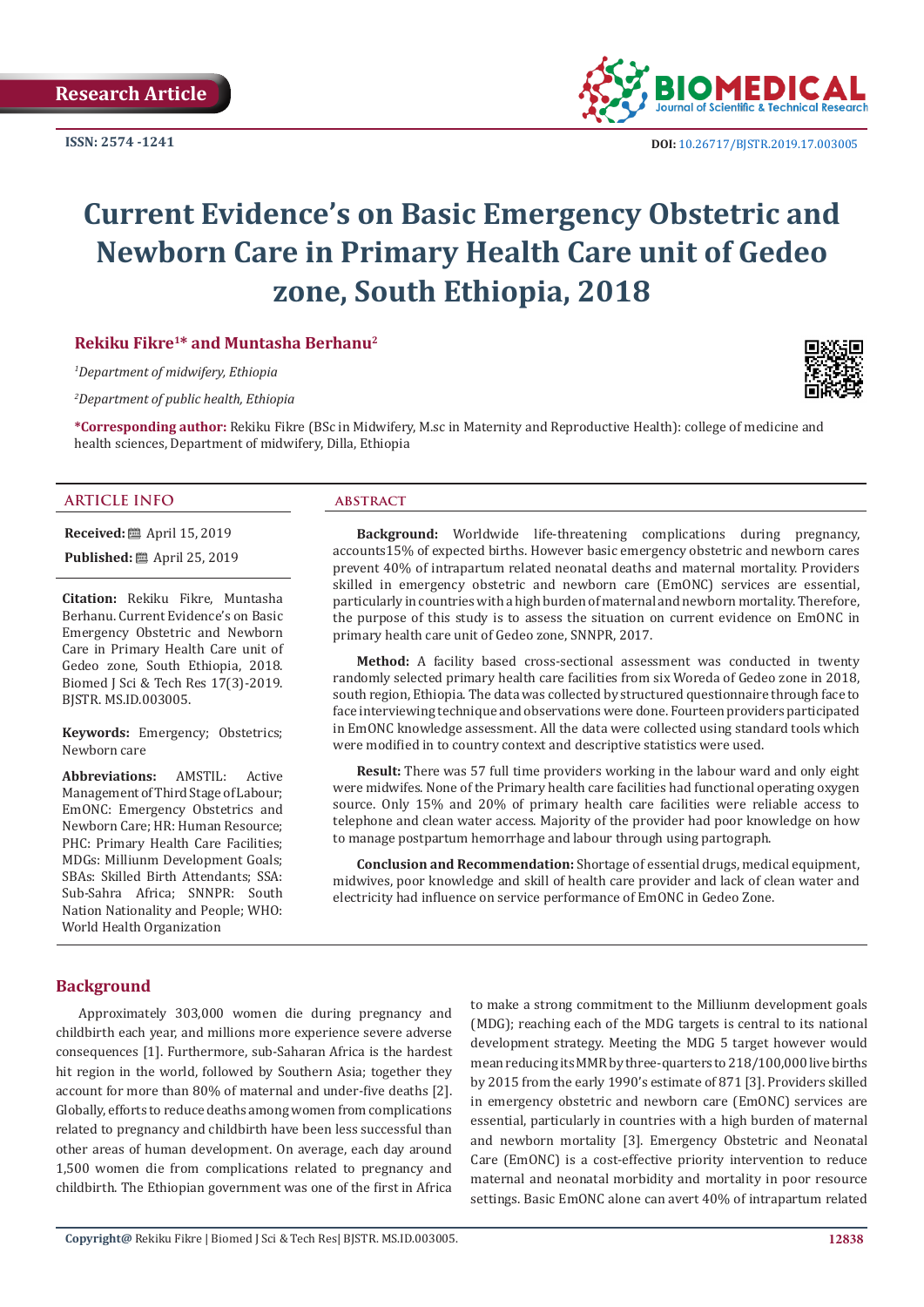Research Article

ISSN: 2574 -1241

DOI: 10.26717/BJSTR.2019.17.003005

# Current Evidence's on Basic Emergency Obstetric and Newborn Care in Primary Health Care unit of Gedeo zone, South Ethiopia, 2018

**Rekiku Fikre[1]* and Muntasha Berhanu[2]**

*[1]Department of midwifery, Ethiopia*

*[2]Department of public health, Ethiopia*

**\*Corresponding author:** Rekiku Fikre (BSc in Midwifery, M.sc in Maternity and Reproductive Health): college of medicine and health sciences, Department of midwifery, Dilla, Ethiopia

## ARTICLE INFO

**Received:** April 15, 2019

**Published:** April 25, 2019

**Citation:** Rekiku Fikre, Muntasha Berhanu. Current Evidence's on Basic Emergency Obstetric and Newborn Care in Primary Health Care unit of Gedeo zone, South Ethiopia, 2018. Biomed J Sci & Tech Res 17(3)-2019. BJSTR. MS.ID.003005.

**Keywords:** Emergency; Obstetrics; Newborn care

**Abbreviations:** AMSTIL: Active Management of Third Stage of Labour; EmONC: Emergency Obstetrics and Newborn Care; HR: Human Resource; PHC: Primary Health Care Facilities; MDGs: Milliunm Development Goals; SBAs: Skilled Birth Attendants; SSA: Sub-Sahra Africa; SNNPR: South Nation Nationality and People; WHO: World Health Organization

## ABSTRACT

**Background:** Worldwide life-threatening complications during pregnancy, accounts15% of expected births. However basic emergency obstetric and newborn cares prevent 40% of intrapartum related neonatal deaths and maternal mortality. Providers skilled in emergency obstetric and newborn care (EmONC) services are essential, particularly in countries with a high burden of maternal and newborn mortality. Therefore, the purpose of this study is to assess the situation on current evidence on EmONC in primary health care unit of Gedeo zone, SNNPR, 2017.

**Method:** A facility based cross-sectional assessment was conducted in twenty randomly selected primary health care facilities from six Woreda of Gedeo zone in 2018, south region, Ethiopia. The data was collected by structured questionnaire through face to face interviewing technique and observations were done. Fourteen providers participated in EmONC knowledge assessment. All the data were collected using standard tools which were modified in to country context and descriptive statistics were used.

**Result:** There was 57 full time providers working in the labour ward and only eight were midwifes. None of the Primary health care facilities had functional operating oxygen source. Only 15% and 20% of primary health care facilities were reliable access to telephone and clean water access. Majority of the provider had poor knowledge on how to manage postpartum hemorrhage and labour through using partograph.

**Conclusion and Recommendation:** Shortage of essential drugs, medical equipment, midwives, poor knowledge and skill of health care provider and lack of clean water and electricity had influence on service performance of EmONC in Gedeo Zone.

## Background

Approximately 303,000 women die during pregnancy and childbirth each year, and millions more experience severe adverse consequences [1]. Furthermore, sub-Saharan Africa is the hardest hit region in the world, followed by Southern Asia; together they account for more than 80% of maternal and under-five deaths [2]. Globally, efforts to reduce deaths among women from complications related to pregnancy and childbirth have been less successful than other areas of human development. On average, each day around 1,500 women die from complications related to pregnancy and childbirth. The Ethiopian government was one of the first in Africa to make a strong commitment to the Milliunm development goals (MDG); reaching each of the MDG targets is central to its national development strategy. Meeting the MDG 5 target however would mean reducing its MMR by three-quarters to 218/100,000 live births by 2015 from the early 1990's estimate of 871 [3]. Providers skilled in emergency obstetric and newborn care (EmONC) services are essential, particularly in countries with a high burden of maternal and newborn mortality [3]. Emergency Obstetric and Neonatal Care (EmONC) is a cost-effective priority intervention to reduce maternal and neonatal morbidity and mortality in poor resource settings. Basic EmONC alone can avert 40% of intrapartum related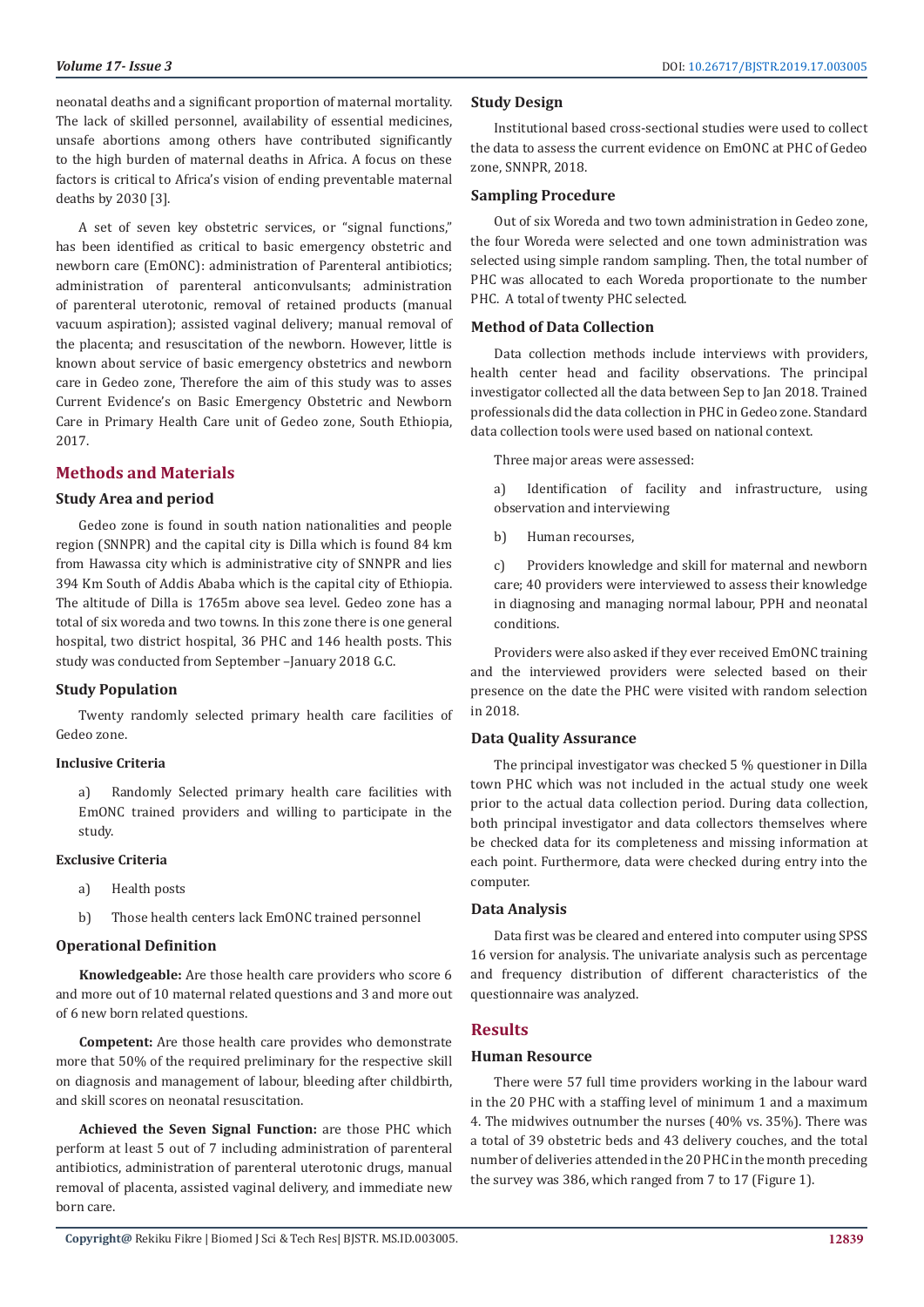neonatal deaths and a significant proportion of maternal mortality. The lack of skilled personnel, availability of essential medicines, unsafe abortions among others have contributed significantly to the high burden of maternal deaths in Africa. A focus on these factors is critical to Africa's vision of ending preventable maternal deaths by 2030 [3].

A set of seven key obstetric services, or "signal functions," has been identified as critical to basic emergency obstetric and newborn care (EmONC): administration of Parenteral antibiotics; administration of parenteral anticonvulsants; administration of parenteral uterotonic, removal of retained products (manual vacuum aspiration); assisted vaginal delivery; manual removal of the placenta; and resuscitation of the newborn. However, little is known about service of basic emergency obstetrics and newborn care in Gedeo zone, Therefore the aim of this study was to asses Current Evidence's on Basic Emergency Obstetric and Newborn Care in Primary Health Care unit of Gedeo zone, South Ethiopia, 2017.

## Methods and Materials

### Study Area and period

Gedeo zone is found in south nation nationalities and people region (SNNPR) and the capital city is Dilla which is found 84 km from Hawassa city which is administrative city of SNNPR and lies 394 Km South of Addis Ababa which is the capital city of Ethiopia. The altitude of Dilla is 1765m above sea level. Gedeo zone has a total of six woreda and two towns. In this zone there is one general hospital, two district hospital, 36 PHC and 146 health posts. This study was conducted from September –January 2018 G.C.

### Study Population

Twenty randomly selected primary health care facilities of Gedeo zone.

#### Inclusive Criteria

a) Randomly Selected primary health care facilities with EmONC trained providers and willing to participate in the study.

#### Exclusive Criteria

a) Health posts

b) Those health centers lack EmONC trained personnel

### Operational Definition

**Knowledgeable:** Are those health care providers who score 6 and more out of 10 maternal related questions and 3 and more out of 6 new born related questions.

**Competent:** Are those health care provides who demonstrate more that 50% of the required preliminary for the respective skill on diagnosis and management of labour, bleeding after childbirth, and skill scores on neonatal resuscitation.

**Achieved the Seven Signal Function:** are those PHC which perform at least 5 out of 7 including administration of parenteral antibiotics, administration of parenteral uterotonic drugs, manual removal of placenta, assisted vaginal delivery, and immediate new born care.

### Study Design

Institutional based cross-sectional studies were used to collect the data to assess the current evidence on EmONC at PHC of Gedeo zone, SNNPR, 2018.

### Sampling Procedure

Out of six Woreda and two town administration in Gedeo zone, the four Woreda were selected and one town administration was selected using simple random sampling. Then, the total number of PHC was allocated to each Woreda proportionate to the number PHC. A total of twenty PHC selected.

### Method of Data Collection

Data collection methods include interviews with providers, health center head and facility observations. The principal investigator collected all the data between Sep to Jan 2018. Trained professionals did the data collection in PHC in Gedeo zone. Standard data collection tools were used based on national context.

Three major areas were assessed:

a) Identification of facility and infrastructure, using observation and interviewing

b) Human recourses,

c) Providers knowledge and skill for maternal and newborn care; 40 providers were interviewed to assess their knowledge in diagnosing and managing normal labour, PPH and neonatal conditions.

Providers were also asked if they ever received EmONC training and the interviewed providers were selected based on their presence on the date the PHC were visited with random selection in 2018.

### Data Quality Assurance

The principal investigator was checked 5 % questioner in Dilla town PHC which was not included in the actual study one week prior to the actual data collection period. During data collection, both principal investigator and data collectors themselves where be checked data for its completeness and missing information at each point. Furthermore, data were checked during entry into the computer.

### Data Analysis

Data first was be cleared and entered into computer using SPSS 16 version for analysis. The univariate analysis such as percentage and frequency distribution of different characteristics of the questionnaire was analyzed.

## Results

### Human Resource

There were 57 full time providers working in the labour ward in the 20 PHC with a staffing level of minimum 1 and a maximum 4. The midwives outnumber the nurses (40% vs. 35%). There was a total of 39 obstetric beds and 43 delivery couches, and the total number of deliveries attended in the 20 PHC in the month preceding the survey was 386, which ranged from 7 to 17 (Figure 1).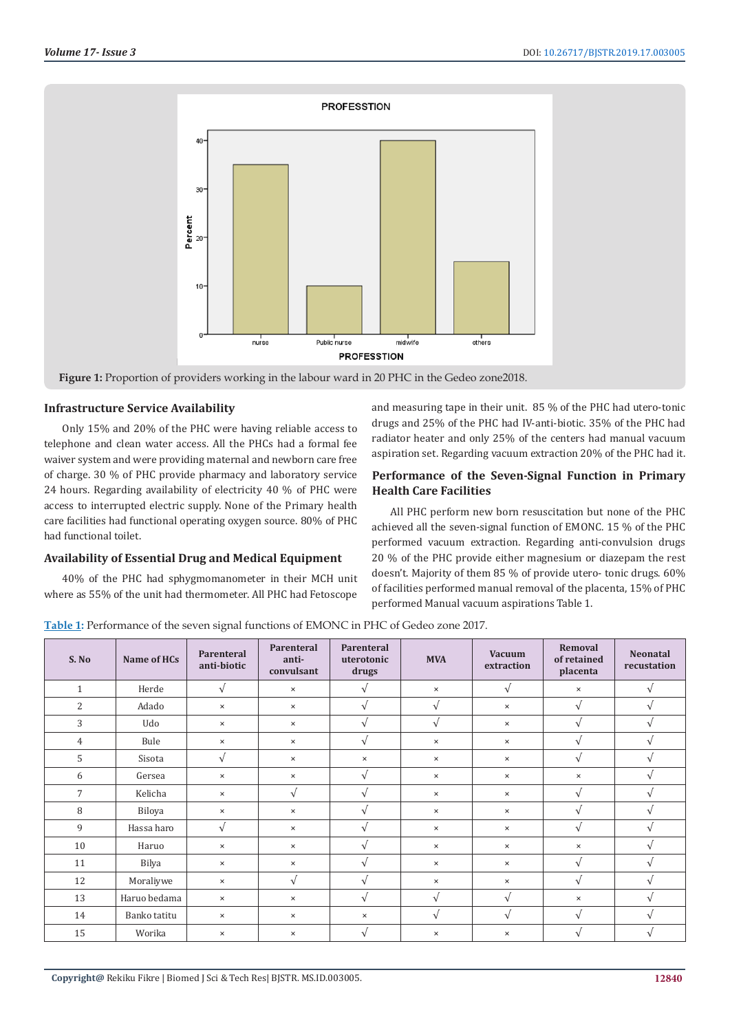Figure 1: Proportion of providers working in the labour ward in 20 PHC in the Gedeo zone2018.

### Infrastructure Service Availability

Only 15% and 20% of the PHC were having reliable access to telephone and clean water access. All the PHCs had a formal fee waiver system and were providing maternal and newborn care free of charge. 30 % of PHC provide pharmacy and laboratory service 24 hours. Regarding availability of electricity 40 % of PHC were access to interrupted electric supply. None of the Primary health care facilities had functional operating oxygen source. 80% of PHC had functional toilet.

### Availability of Essential Drug and Medical Equipment

40% of the PHC had sphygmomanometer in their MCH unit where as 55% of the unit had thermometer. All PHC had Fetoscope and measuring tape in their unit. 85 % of the PHC had utero-tonic drugs and 25% of the PHC had IV-anti-biotic. 35% of the PHC had radiator heater and only 25% of the centers had manual vacuum aspiration set. Regarding vacuum extraction 20% of the PHC had it.

### Performance of the Seven-Signal Function in Primary Health Care Facilities

All PHC perform new born resuscitation but none of the PHC achieved all the seven-signal function of EMONC. 15 % of the PHC performed vacuum extraction. Regarding anti-convulsion drugs 20 % of the PHC provide either magnesium or diazepam the rest doesn't. Majority of them 85 % of provide utero- tonic drugs. 60% of facilities performed manual removal of the placenta, 15% of PHC performed Manual vacuum aspirations Table 1.

Table 1: Performance of the seven signal functions of EMONC in PHC of Gedeo zone 2017.

| S. No | Name of HCs | Parenteral anti-biotic | Parenteral anti-convulsant | Parenteral uterotonic drugs | MVA | Vacuum extraction | Removal of retained placenta | Neonatal recustation |
|---|---|---|---|---|---|---|---|---|
| 1 | Herde | √ | × | √ | × | √ | × | √ |
| 2 | Adado | × | × | √ | √ | × | √ | √ |
| 3 | Udo | × | × | √ | √ | × | √ | √ |
| 4 | Bule | × | × | √ | × | × | √ | √ |
| 5 | Sisota | √ | × | × | × | × | √ | √ |
| 6 | Gersea | × | × | √ | × | × | × | √ |
| 7 | Kelicha | × | √ | √ | × | × | √ | √ |
| 8 | Biloya | × | × | √ | × | × | √ | √ |
| 9 | Hassa haro | √ | × | √ | × | × | √ | √ |
| 10 | Haruo | × | × | √ | × | × | × | √ |
| 11 | Bilya | × | × | √ | × | × | √ | √ |
| 12 | Moraliywe | × | √ | √ | × | × | √ | √ |
| 13 | Haruo bedama | × | × | √ | √ | √ | × | √ |
| 14 | Banko tatitu | × | × | × | √ | √ | √ | √ |
| 15 | Worika | × | × | √ | × | × | √ | √ |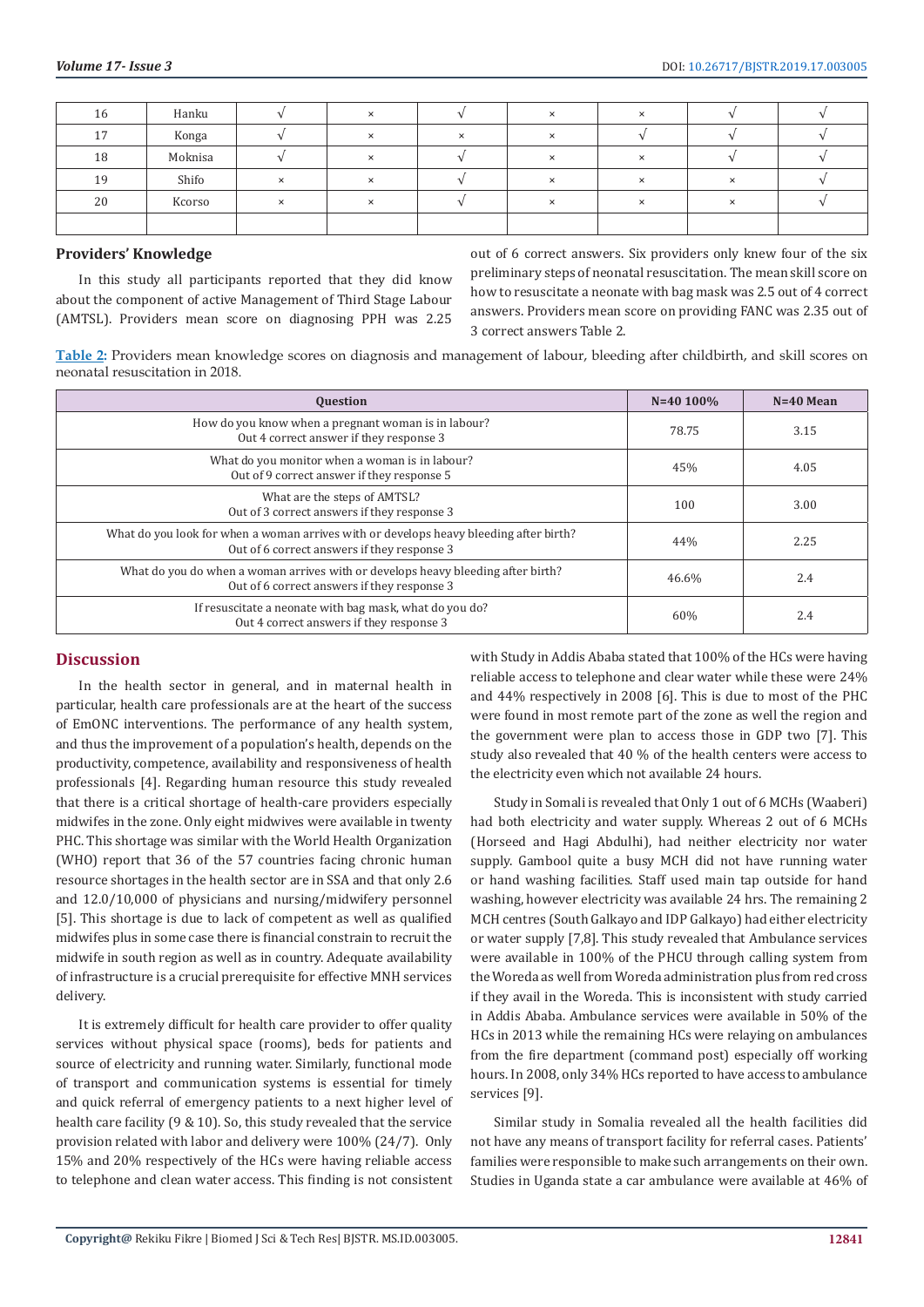| 16 | Hanku | √ | × | √ | × | × | √ | √ |
|---|---|---|---|---|---|---|---|---|
| 17 | Konga | √ | × | × | × | √ | √ | √ |
| 18 | Moknisa | √ | × | √ | × | × | √ | √ |
| 19 | Shifo | × | × | √ | × | × | × | √ |
| 20 | Kcorso | × | × | √ | × | × | × | √ |
| | | | | | | | | |

### Providers' Knowledge

In this study all participants reported that they did know about the component of active Management of Third Stage Labour (AMTSL). Providers mean score on diagnosing PPH was 2.25 out of 6 correct answers. Six providers only knew four of the six preliminary steps of neonatal resuscitation. The mean skill score on how to resuscitate a neonate with bag mask was 2.5 out of 4 correct answers. Providers mean score on providing FANC was 2.35 out of 3 correct answers Table 2.

**Table 2:** Providers mean knowledge scores on diagnosis and management of labour, bleeding after childbirth, and skill scores on neonatal resuscitation in 2018.

| Question | N=40 100% | N=40 Mean |
|---|---|---|
| How do you know when a pregnant woman is in labour? Out 4 correct answer if they response 3 | 78.75 | 3.15 |
| What do you monitor when a woman is in labour? Out of 9 correct answer if they response 5 | 45% | 4.05 |
| What are the steps of AMTSL? Out of 3 correct answers if they response 3 | 100 | 3.00 |
| What do you look for when a woman arrives with or develops heavy bleeding after birth? Out of 6 correct answers if they response 3 | 44% | 2.25 |
| What do you do when a woman arrives with or develops heavy bleeding after birth? Out of 6 correct answers if they response 3 | 46.6% | 2.4 |
| If resuscitate a neonate with bag mask, what do you do? Out 4 correct answers if they response 3 | 60% | 2.4 |

## Discussion

In the health sector in general, and in maternal health in particular, health care professionals are at the heart of the success of EmONC interventions. The performance of any health system, and thus the improvement of a population's health, depends on the productivity, competence, availability and responsiveness of health professionals [4]. Regarding human resource this study revealed that there is a critical shortage of health-care providers especially midwifes in the zone. Only eight midwives were available in twenty PHC. This shortage was similar with the World Health Organization (WHO) report that 36 of the 57 countries facing chronic human resource shortages in the health sector are in SSA and that only 2.6 and 12.0/10,000 of physicians and nursing/midwifery personnel [5]. This shortage is due to lack of competent as well as qualified midwifes plus in some case there is financial constrain to recruit the midwife in south region as well as in country. Adequate availability of infrastructure is a crucial prerequisite for effective MNH services delivery.

It is extremely difficult for health care provider to offer quality services without physical space (rooms), beds for patients and source of electricity and running water. Similarly, functional mode of transport and communication systems is essential for timely and quick referral of emergency patients to a next higher level of health care facility (9 & 10). So, this study revealed that the service provision related with labor and delivery were 100% (24/7). Only 15% and 20% respectively of the HCs were having reliable access to telephone and clean water access. This finding is not consistent with Study in Addis Ababa stated that 100% of the HCs were having reliable access to telephone and clear water while these were 24% and 44% respectively in 2008 [6]. This is due to most of the PHC were found in most remote part of the zone as well the region and the government were plan to access those in GDP two [7]. This study also revealed that 40 % of the health centers were access to the electricity even which not available 24 hours.

Study in Somali is revealed that Only 1 out of 6 MCHs (Waaberi) had both electricity and water supply. Whereas 2 out of 6 MCHs (Horseed and Hagi Abdulhi), had neither electricity nor water supply. Gambool quite a busy MCH did not have running water or hand washing facilities. Staff used main tap outside for hand washing, however electricity was available 24 hrs. The remaining 2 MCH centres (South Galkayo and IDP Galkayo) had either electricity or water supply [7,8]. This study revealed that Ambulance services were available in 100% of the PHCU through calling system from the Woreda as well from Woreda administration plus from red cross if they avail in the Woreda. This is inconsistent with study carried in Addis Ababa. Ambulance services were available in 50% of the HCs in 2013 while the remaining HCs were relaying on ambulances from the fire department (command post) especially off working hours. In 2008, only 34% HCs reported to have access to ambulance services [9].

Similar study in Somalia revealed all the health facilities did not have any means of transport facility for referral cases. Patients' families were responsible to make such arrangements on their own. Studies in Uganda state a car ambulance were available at 46% of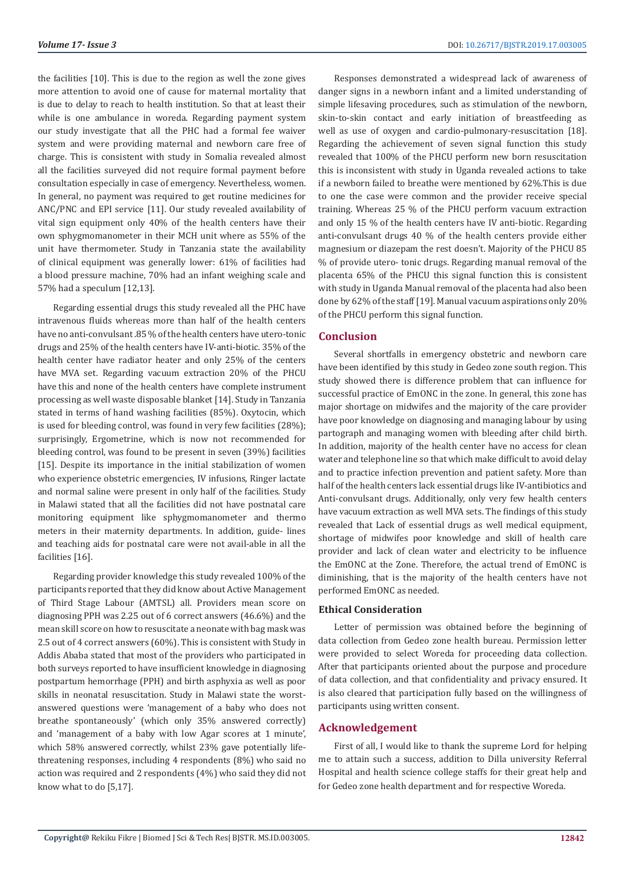the facilities [10]. This is due to the region as well the zone gives more attention to avoid one of cause for maternal mortality that is due to delay to reach to health institution. So that at least their while is one ambulance in woreda. Regarding payment system our study investigate that all the PHC had a formal fee waiver system and were providing maternal and newborn care free of charge. This is consistent with study in Somalia revealed almost all the facilities surveyed did not require formal payment before consultation especially in case of emergency. Nevertheless, women. In general, no payment was required to get routine medicines for ANC/PNC and EPI service [11]. Our study revealed availability of vital sign equipment only 40% of the health centers have their own sphygmomanometer in their MCH unit where as 55% of the unit have thermometer. Study in Tanzania state the availability of clinical equipment was generally lower: 61% of facilities had a blood pressure machine, 70% had an infant weighing scale and 57% had a speculum [12,13].

Regarding essential drugs this study revealed all the PHC have intravenous fluids whereas more than half of the health centers have no anti-convulsant .85 % of the health centers have utero-tonic drugs and 25% of the health centers have IV-anti-biotic. 35% of the health center have radiator heater and only 25% of the centers have MVA set. Regarding vacuum extraction 20% of the PHCU have this and none of the health centers have complete instrument processing as well waste disposable blanket [14]. Study in Tanzania stated in terms of hand washing facilities (85%). Oxytocin, which is used for bleeding control, was found in very few facilities (28%); surprisingly, Ergometrine, which is now not recommended for bleeding control, was found to be present in seven (39%) facilities [15]. Despite its importance in the initial stabilization of women who experience obstetric emergencies, IV infusions, Ringer lactate and normal saline were present in only half of the facilities. Study in Malawi stated that all the facilities did not have postnatal care monitoring equipment like sphygmomanometer and thermo meters in their maternity departments. In addition, guide- lines and teaching aids for postnatal care were not avail-able in all the facilities [16].

Regarding provider knowledge this study revealed 100% of the participants reported that they did know about Active Management of Third Stage Labour (AMTSL) all. Providers mean score on diagnosing PPH was 2.25 out of 6 correct answers (46.6%) and the mean skill score on how to resuscitate a neonate with bag mask was 2.5 out of 4 correct answers (60%). This is consistent with Study in Addis Ababa stated that most of the providers who participated in both surveys reported to have insufficient knowledge in diagnosing postpartum hemorrhage (PPH) and birth asphyxia as well as poor skills in neonatal resuscitation. Study in Malawi state the worst-answered questions were 'management of a baby who does not breathe spontaneously' (which only 35% answered correctly) and 'management of a baby with low Agar scores at 1 minute', which 58% answered correctly, whilst 23% gave potentially life-threatening responses, including 4 respondents (8%) who said no action was required and 2 respondents (4%) who said they did not know what to do [5,17].

Responses demonstrated a widespread lack of awareness of danger signs in a newborn infant and a limited understanding of simple lifesaving procedures, such as stimulation of the newborn, skin-to-skin contact and early initiation of breastfeeding as well as use of oxygen and cardio-pulmonary-resuscitation [18]. Regarding the achievement of seven signal function this study revealed that 100% of the PHCU perform new born resuscitation this is inconsistent with study in Uganda revealed actions to take if a newborn failed to breathe were mentioned by 62%.This is due to one the case were common and the provider receive special training. Whereas 25 % of the PHCU perform vacuum extraction and only 15 % of the health centers have IV anti-biotic. Regarding anti-convulsant drugs 40 % of the health centers provide either magnesium or diazepam the rest doesn't. Majority of the PHCU 85 % of provide utero- tonic drugs. Regarding manual removal of the placenta 65% of the PHCU this signal function this is consistent with study in Uganda Manual removal of the placenta had also been done by 62% of the staff [19]. Manual vacuum aspirations only 20% of the PHCU perform this signal function.

## Conclusion

Several shortfalls in emergency obstetric and newborn care have been identified by this study in Gedeo zone south region. This study showed there is difference problem that can influence for successful practice of EmONC in the zone. In general, this zone has major shortage on midwifes and the majority of the care provider have poor knowledge on diagnosing and managing labour by using partograph and managing women with bleeding after child birth. In addition, majority of the health center have no access for clean water and telephone line so that which make difficult to avoid delay and to practice infection prevention and patient safety. More than half of the health centers lack essential drugs like IV-antibiotics and Anti-convulsant drugs. Additionally, only very few health centers have vacuum extraction as well MVA sets. The findings of this study revealed that Lack of essential drugs as well medical equipment, shortage of midwifes poor knowledge and skill of health care provider and lack of clean water and electricity to be influence the EmONC at the Zone. Therefore, the actual trend of EmONC is diminishing, that is the majority of the health centers have not performed EmONC as needed.

### Ethical Consideration

Letter of permission was obtained before the beginning of data collection from Gedeo zone health bureau. Permission letter were provided to select Woreda for proceeding data collection. After that participants oriented about the purpose and procedure of data collection, and that confidentiality and privacy ensured. It is also cleared that participation fully based on the willingness of participants using written consent.

## Acknowledgement

First of all, I would like to thank the supreme Lord for helping me to attain such a success, addition to Dilla university Referral Hospital and health science college staffs for their great help and for Gedeo zone health department and for respective Woreda.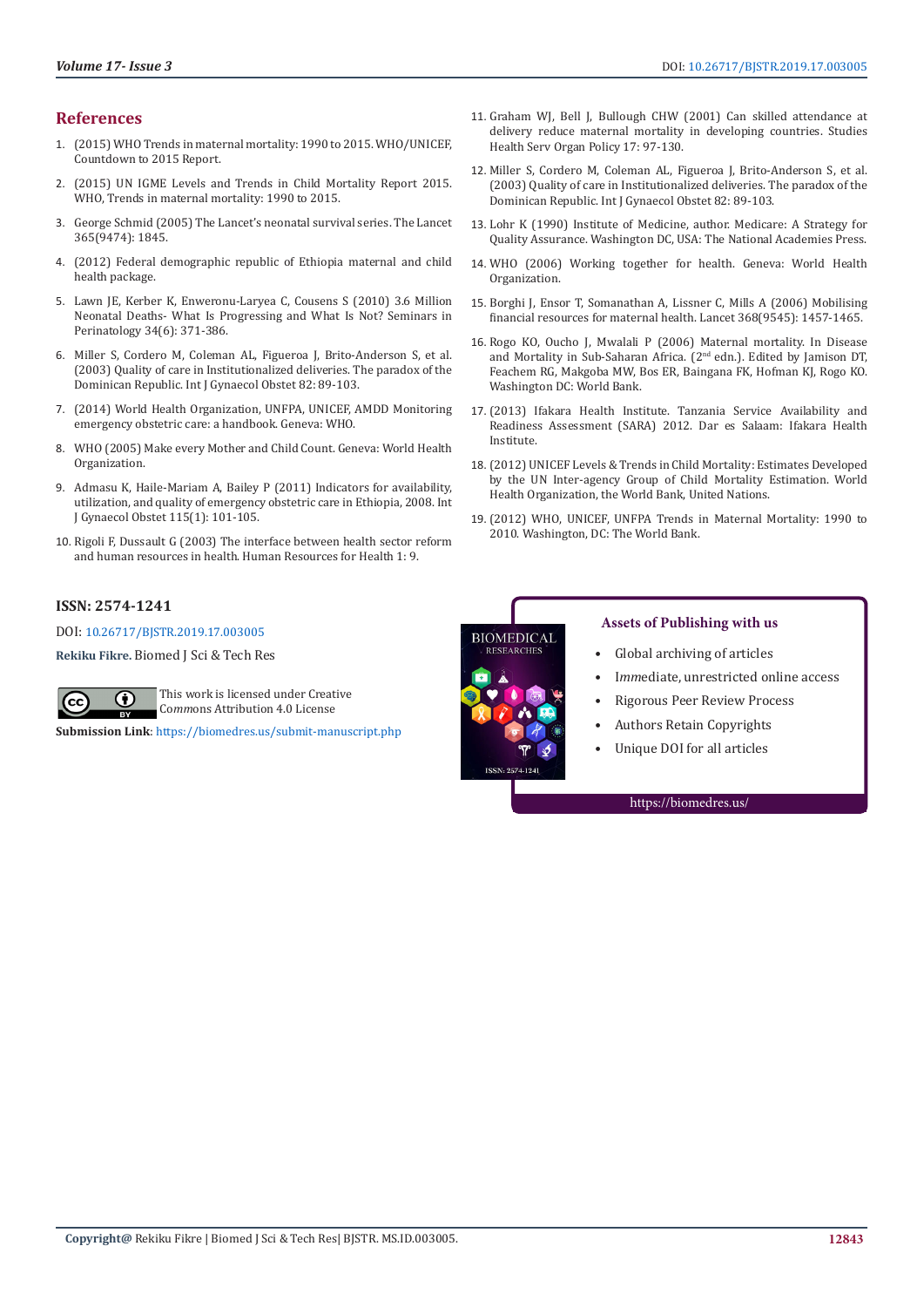## References

1. (2015) WHO Trends in maternal mortality: 1990 to 2015. WHO/UNICEF, Countdown to 2015 Report.
2. (2015) UN IGME Levels and Trends in Child Mortality Report 2015. WHO, Trends in maternal mortality: 1990 to 2015.
3. George Schmid (2005) The Lancet's neonatal survival series. The Lancet 365(9474): 1845.
4. (2012) Federal demographic republic of Ethiopia maternal and child health package.
5. Lawn JE, Kerber K, Enweronu-Laryea C, Cousens S (2010) 3.6 Million Neonatal Deaths- What Is Progressing and What Is Not? Seminars in Perinatology 34(6): 371-386.
6. Miller S, Cordero M, Coleman AL, Figueroa J, Brito-Anderson S, et al. (2003) Quality of care in Institutionalized deliveries. The paradox of the Dominican Republic. Int J Gynaecol Obstet 82: 89-103.
7. (2014) World Health Organization, UNFPA, UNICEF, AMDD Monitoring emergency obstetric care: a handbook. Geneva: WHO.
8. WHO (2005) Make every Mother and Child Count. Geneva: World Health Organization.
9. Admasu K, Haile-Mariam A, Bailey P (2011) Indicators for availability, utilization, and quality of emergency obstetric care in Ethiopia, 2008. Int J Gynaecol Obstet 115(1): 101-105.
10. Rigoli F, Dussault G (2003) The interface between health sector reform and human resources in health. Human Resources for Health 1: 9.
11. Graham WJ, Bell J, Bullough CHW (2001) Can skilled attendance at delivery reduce maternal mortality in developing countries. Studies Health Serv Organ Policy 17: 97-130.
12. Miller S, Cordero M, Coleman AL, Figueroa J, Brito-Anderson S, et al. (2003) Quality of care in Institutionalized deliveries. The paradox of the Dominican Republic. Int J Gynaecol Obstet 82: 89-103.
13. Lohr K (1990) Institute of Medicine, author. Medicare: A Strategy for Quality Assurance. Washington DC, USA: The National Academies Press.
14. WHO (2006) Working together for health. Geneva: World Health Organization.
15. Borghi J, Ensor T, Somanathan A, Lissner C, Mills A (2006) Mobilising financial resources for maternal health. Lancet 368(9545): 1457-1465.
16. Rogo KO, Oucho J, Mwalali P (2006) Maternal mortality. In Disease and Mortality in Sub-Saharan Africa. (2nd edn.). Edited by Jamison DT, Feachem RG, Makgoba MW, Bos ER, Baingana FK, Hofman KJ, Rogo KO. Washington DC: World Bank.
17. (2013) Ifakara Health Institute. Tanzania Service Availability and Readiness Assessment (SARA) 2012. Dar es Salaam: Ifakara Health Institute.
18. (2012) UNICEF Levels & Trends in Child Mortality: Estimates Developed by the UN Inter-agency Group of Child Mortality Estimation. World Health Organization, the World Bank, United Nations.
19. (2012) WHO, UNICEF, UNFPA Trends in Maternal Mortality: 1990 to 2010. Washington, DC: The World Bank.

**ISSN: 2574-1241**

DOI: 10.26717/BJSTR.2019.17.003005

**Rekiku Fikre.** Biomed J Sci & Tech Res

This work is licensed under Creative Commons Attribution 4.0 License

**Submission Link**: https://biomedres.us/submit-manuscript.php

**Assets of Publishing with us**

- Global archiving of articles
- Immediate, unrestricted online access
- Rigorous Peer Review Process
- Authors Retain Copyrights
- Unique DOI for all articles

https://biomedres.us/